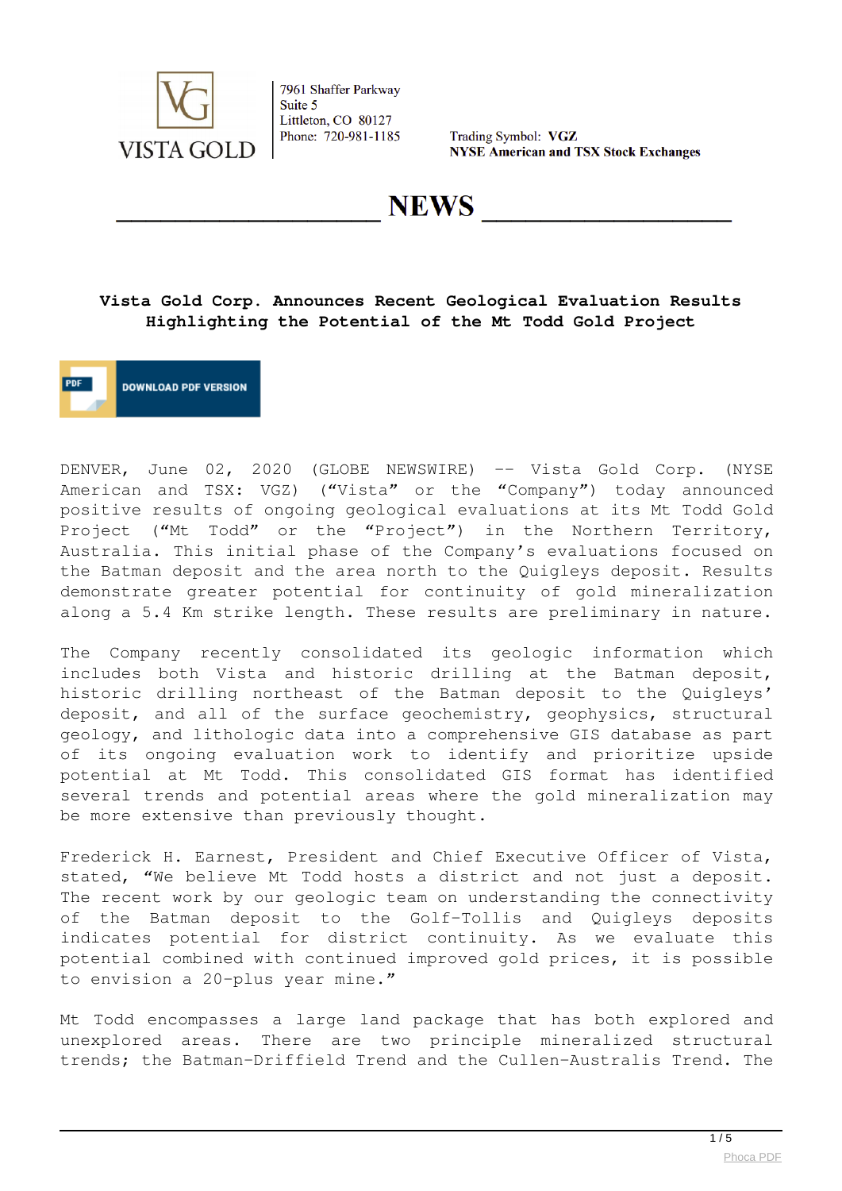VISTA GOLD

7961 Shaffer Parkway
Suite 5
Littleton, CO 80127
Phone: 720-981-1185

Trading Symbol: **VGZ**
**NYSE American and TSX Stock Exchanges**

# NEWS

## Vista Gold Corp. Announces Recent Geological Evaluation Results Highlighting the Potential of the Mt Todd Gold Project

DOWNLOAD PDF VERSION

DENVER, June 02, 2020 (GLOBE NEWSWIRE) -- Vista Gold Corp. (NYSE American and TSX: VGZ) ("Vista" or the "Company") today announced positive results of ongoing geological evaluations at its Mt Todd Gold Project ("Mt Todd" or the "Project") in the Northern Territory, Australia. This initial phase of the Company's evaluations focused on the Batman deposit and the area north to the Quigleys deposit. Results demonstrate greater potential for continuity of gold mineralization along a 5.4 Km strike length. These results are preliminary in nature.

The Company recently consolidated its geologic information which includes both Vista and historic drilling at the Batman deposit, historic drilling northeast of the Batman deposit to the Quigleys' deposit, and all of the surface geochemistry, geophysics, structural geology, and lithologic data into a comprehensive GIS database as part of its ongoing evaluation work to identify and prioritize upside potential at Mt Todd. This consolidated GIS format has identified several trends and potential areas where the gold mineralization may be more extensive than previously thought.

Frederick H. Earnest, President and Chief Executive Officer of Vista, stated, "We believe Mt Todd hosts a district and not just a deposit. The recent work by our geologic team on understanding the connectivity of the Batman deposit to the Golf-Tollis and Quigleys deposits indicates potential for district continuity. As we evaluate this potential combined with continued improved gold prices, it is possible to envision a 20-plus year mine."

Mt Todd encompasses a large land package that has both explored and unexplored areas. There are two principle mineralized structural trends; the Batman-Driffield Trend and the Cullen-Australis Trend. The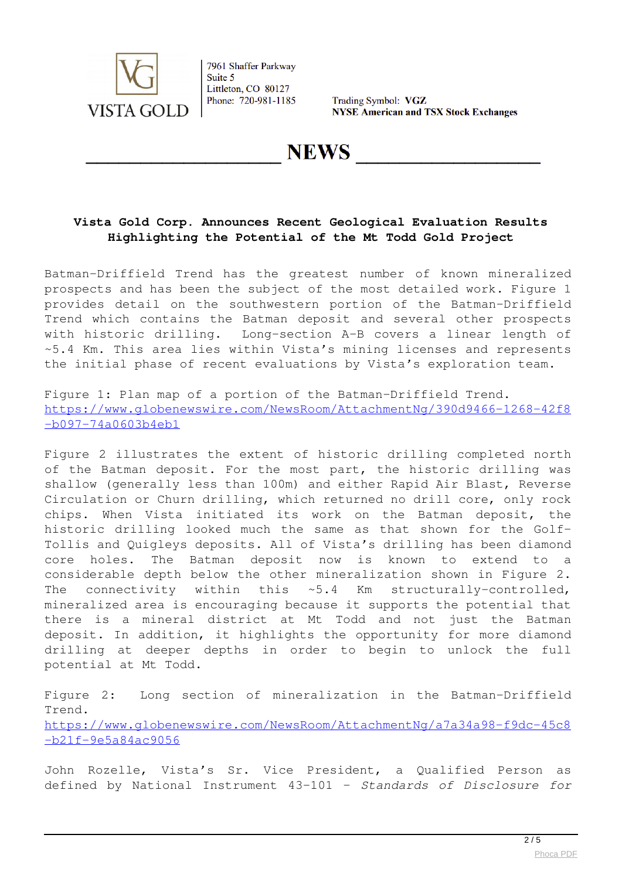Trading Symbol: **VGZ**
**NYSE American and TSX Stock Exchanges**

# NEWS

**Vista Gold Corp. Announces Recent Geological Evaluation Results Highlighting the Potential of the Mt Todd Gold Project**

Batman-Driffield Trend has the greatest number of known mineralized prospects and has been the subject of the most detailed work. Figure 1 provides detail on the southwestern portion of the Batman-Driffield Trend which contains the Batman deposit and several other prospects with historic drilling. Long-section A-B covers a linear length of ~5.4 Km. This area lies within Vista's mining licenses and represents the initial phase of recent evaluations by Vista's exploration team.

Figure 1: Plan map of a portion of the Batman-Driffield Trend.
https://www.globenewswire.com/NewsRoom/AttachmentNg/390d9466-1268-42f8-b097-74a0603b4eb1

Figure 2 illustrates the extent of historic drilling completed north of the Batman deposit. For the most part, the historic drilling was shallow (generally less than 100m) and either Rapid Air Blast, Reverse Circulation or Churn drilling, which returned no drill core, only rock chips. When Vista initiated its work on the Batman deposit, the historic drilling looked much the same as that shown for the Golf-Tollis and Quigleys deposits. All of Vista's drilling has been diamond core holes. The Batman deposit now is known to extend to a considerable depth below the other mineralization shown in Figure 2. The connectivity within this ~5.4 Km structurally-controlled, mineralized area is encouraging because it supports the potential that there is a mineral district at Mt Todd and not just the Batman deposit. In addition, it highlights the opportunity for more diamond drilling at deeper depths in order to begin to unlock the full potential at Mt Todd.

Figure 2: Long section of mineralization in the Batman-Driffield Trend.
https://www.globenewswire.com/NewsRoom/AttachmentNg/a7a34a98-f9dc-45c8-b21f-9e5a84ac9056

John Rozelle, Vista's Sr. Vice President, a Qualified Person as defined by National Instrument 43-101 – *Standards of Disclosure for*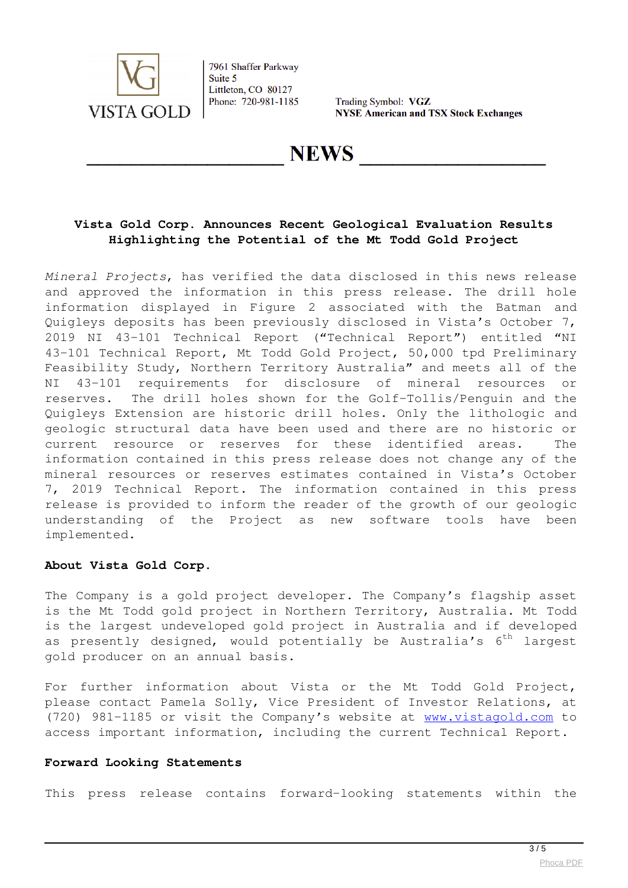# Vista Gold Corp. Announces Recent Geological Evaluation Results Highlighting the Potential of the Mt Todd Gold Project

*Mineral Projects*, has verified the data disclosed in this news release and approved the information in this press release. The drill hole information displayed in Figure 2 associated with the Batman and Quigleys deposits has been previously disclosed in Vista's October 7, 2019 NI 43-101 Technical Report ("Technical Report") entitled "NI 43-101 Technical Report, Mt Todd Gold Project, 50,000 tpd Preliminary Feasibility Study, Northern Territory Australia" and meets all of the NI 43-101 requirements for disclosure of mineral resources or reserves. The drill holes shown for the Golf-Tollis/Penguin and the Quigleys Extension are historic drill holes. Only the lithologic and geologic structural data have been used and there are no historic or current resource or reserves for these identified areas. The information contained in this press release does not change any of the mineral resources or reserves estimates contained in Vista's October 7, 2019 Technical Report. The information contained in this press release is provided to inform the reader of the growth of our geologic understanding of the Project as new software tools have been implemented.

**About Vista Gold Corp.**

The Company is a gold project developer. The Company's flagship asset is the Mt Todd gold project in Northern Territory, Australia. Mt Todd is the largest undeveloped gold project in Australia and if developed as presently designed, would potentially be Australia's 6th largest gold producer on an annual basis.

For further information about Vista or the Mt Todd Gold Project, please contact Pamela Solly, Vice President of Investor Relations, at (720) 981-1185 or visit the Company's website at www.vistagold.com to access important information, including the current Technical Report.

**Forward Looking Statements**

This press release contains forward-looking statements within the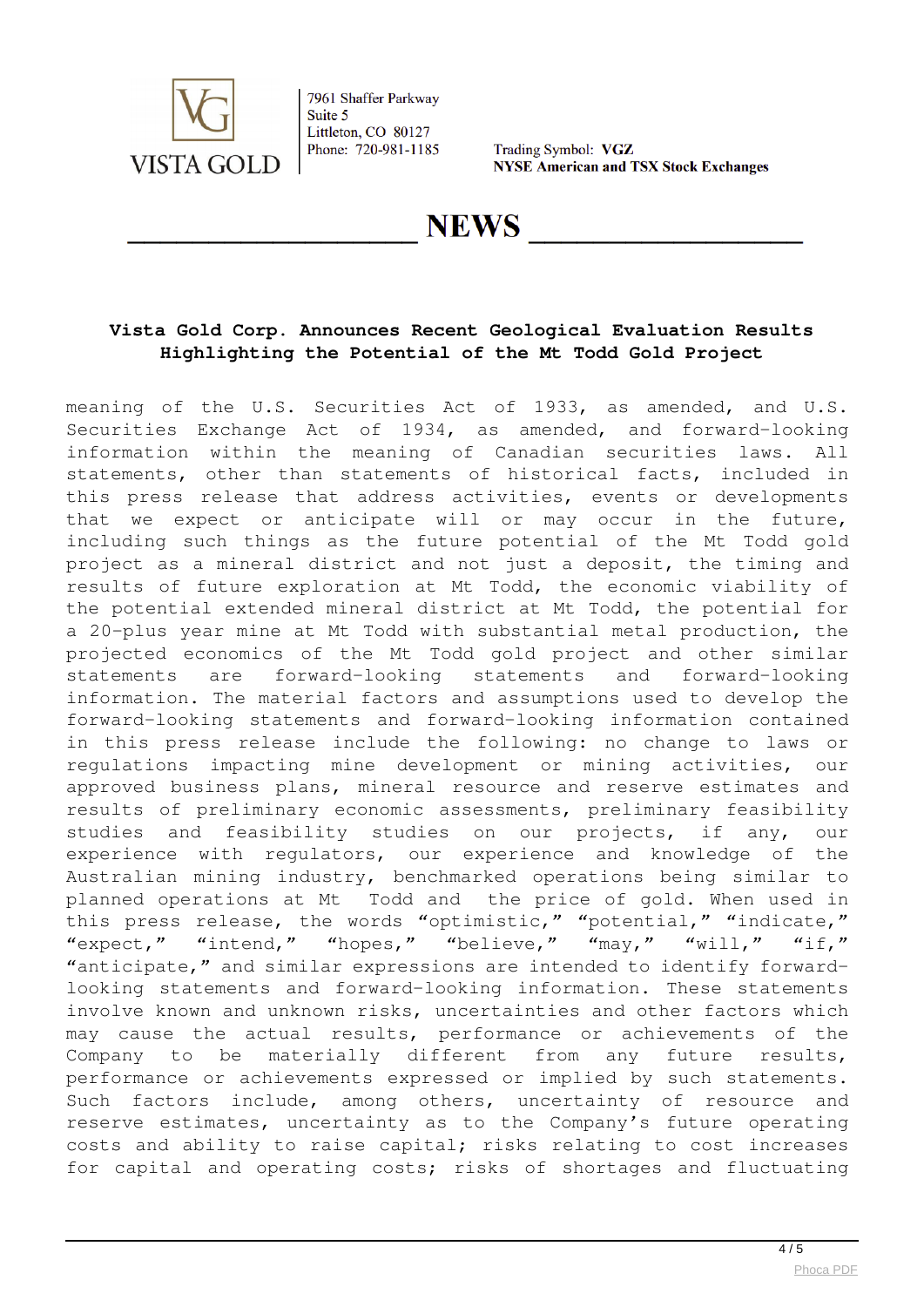# Vista Gold Corp. Announces Recent Geological Evaluation Results Highlighting the Potential of the Mt Todd Gold Project

meaning of the U.S. Securities Act of 1933, as amended, and U.S. Securities Exchange Act of 1934, as amended, and forward-looking information within the meaning of Canadian securities laws. All statements, other than statements of historical facts, included in this press release that address activities, events or developments that we expect or anticipate will or may occur in the future, including such things as the future potential of the Mt Todd gold project as a mineral district and not just a deposit, the timing and results of future exploration at Mt Todd, the economic viability of the potential extended mineral district at Mt Todd, the potential for a 20-plus year mine at Mt Todd with substantial metal production, the projected economics of the Mt Todd gold project and other similar statements are forward-looking statements and forward-looking information. The material factors and assumptions used to develop the forward-looking statements and forward-looking information contained in this press release include the following: no change to laws or regulations impacting mine development or mining activities, our approved business plans, mineral resource and reserve estimates and results of preliminary economic assessments, preliminary feasibility studies and feasibility studies on our projects, if any, our experience with regulators, our experience and knowledge of the Australian mining industry, benchmarked operations being similar to planned operations at Mt Todd and the price of gold. When used in this press release, the words "optimistic," "potential," "indicate," "expect," "intend," "hopes," "believe," "may," "will," "if," "anticipate," and similar expressions are intended to identify forward-looking statements and forward-looking information. These statements involve known and unknown risks, uncertainties and other factors which may cause the actual results, performance or achievements of the Company to be materially different from any future results, performance or achievements expressed or implied by such statements. Such factors include, among others, uncertainty of resource and reserve estimates, uncertainty as to the Company's future operating costs and ability to raise capital; risks relating to cost increases for capital and operating costs; risks of shortages and fluctuating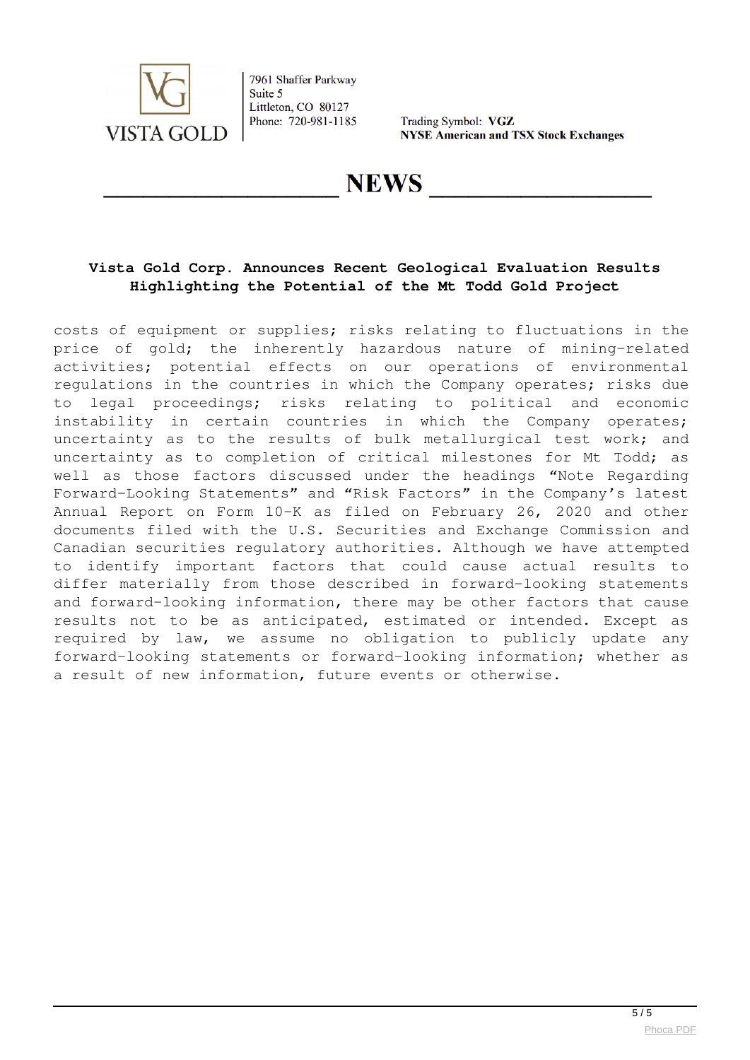costs of equipment or supplies; risks relating to fluctuations in the price of gold; the inherently hazardous nature of mining-related activities; potential effects on our operations of environmental regulations in the countries in which the Company operates; risks due to legal proceedings; risks relating to political and economic instability in certain countries in which the Company operates; uncertainty as to the results of bulk metallurgical test work; and uncertainty as to completion of critical milestones for Mt Todd; as well as those factors discussed under the headings “Note Regarding Forward-Looking Statements” and “Risk Factors” in the Company’s latest Annual Report on Form 10-K as filed on February 26, 2020 and other documents filed with the U.S. Securities and Exchange Commission and Canadian securities regulatory authorities. Although we have attempted to identify important factors that could cause actual results to differ materially from those described in forward-looking statements and forward-looking information, there may be other factors that cause results not to be as anticipated, estimated or intended. Except as required by law, we assume no obligation to publicly update any forward-looking statements or forward-looking information; whether as a result of new information, future events or otherwise.